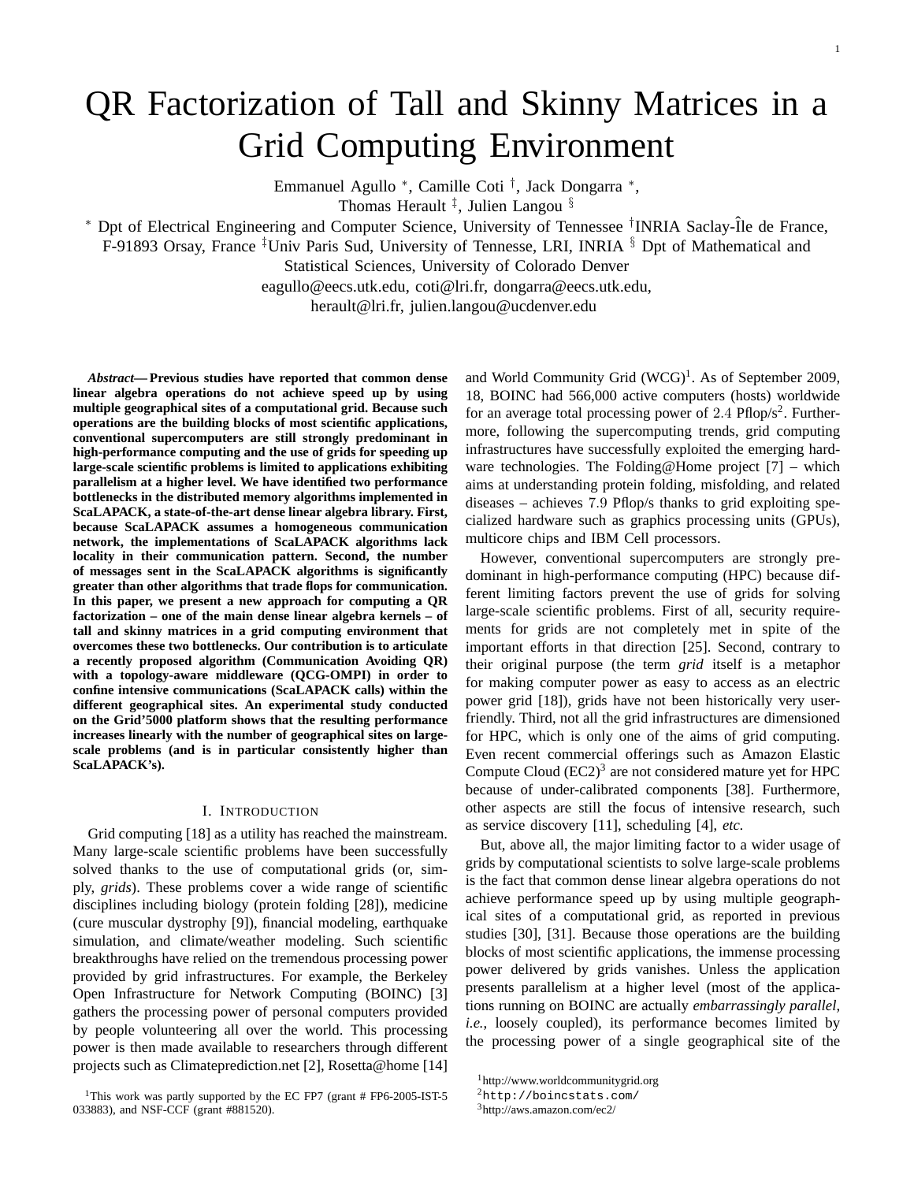# QR Factorization of Tall and Skinny Matrices in a Grid Computing Environment

Emmanuel Agullo [*], Camille Coti [†], Jack Dongarra [*], Thomas Herault [‡], Julien Langou [§]

[*] Dpt of Electrical Engineering and Computer Science, University of Tennessee [†]INRIA Saclay-Île de France, F-91893 Orsay, France [‡]Univ Paris Sud, University of Tennesse, LRI, INRIA [§] Dpt of Mathematical and Statistical Sciences, University of Colorado Denver

eagullo@eecs.utk.edu, coti@lri.fr, dongarra@eecs.utk.edu, herault@lri.fr, julien.langou@ucdenver.edu

***Abstract*— Previous studies have reported that common dense linear algebra operations do not achieve speed up by using multiple geographical sites of a computational grid. Because such operations are the building blocks of most scientific applications, conventional supercomputers are still strongly predominant in high-performance computing and the use of grids for speeding up large-scale scientific problems is limited to applications exhibiting parallelism at a higher level. We have identified two performance bottlenecks in the distributed memory algorithms implemented in ScaLAPACK, a state-of-the-art dense linear algebra library. First, because ScaLAPACK assumes a homogeneous communication network, the implementations of ScaLAPACK algorithms lack locality in their communication pattern. Second, the number of messages sent in the ScaLAPACK algorithms is significantly greater than other algorithms that trade flops for communication. In this paper, we present a new approach for computing a QR factorization – one of the main dense linear algebra kernels – of tall and skinny matrices in a grid computing environment that overcomes these two bottlenecks. Our contribution is to articulate a recently proposed algorithm (Communication Avoiding QR) with a topology-aware middleware (QCG-OMPI) in order to confine intensive communications (ScaLAPACK calls) within the different geographical sites. An experimental study conducted on the Grid'5000 platform shows that the resulting performance increases linearly with the number of geographical sites on large-scale problems (and is in particular consistently higher than ScaLAPACK's).**

## I. Introduction

Grid computing [18] as a utility has reached the mainstream. Many large-scale scientific problems have been successfully solved thanks to the use of computational grids (or, simply, *grids*). These problems cover a wide range of scientific disciplines including biology (protein folding [28]), medicine (cure muscular dystrophy [9]), financial modeling, earthquake simulation, and climate/weather modeling. Such scientific breakthroughs have relied on the tremendous processing power provided by grid infrastructures. For example, the Berkeley Open Infrastructure for Network Computing (BOINC) [3] gathers the processing power of personal computers provided by people volunteering all over the world. This processing power is then made available to researchers through different projects such as Climateprediction.net [2], Rosetta@home [14] and World Community Grid (WCG)[1]. As of September 2009, 18, BOINC had 566,000 active computers (hosts) worldwide for an average total processing power of 2.4 Pflop/s[2]. Furthermore, following the supercomputing trends, grid computing infrastructures have successfully exploited the emerging hardware technologies. The Folding@Home project [7] – which aims at understanding protein folding, misfolding, and related diseases – achieves 7.9 Pflop/s thanks to grid exploiting specialized hardware such as graphics processing units (GPUs), multicore chips and IBM Cell processors.

However, conventional supercomputers are strongly predominant in high-performance computing (HPC) because different limiting factors prevent the use of grids for solving large-scale scientific problems. First of all, security requirements for grids are not completely met in spite of the important efforts in that direction [25]. Second, contrary to their original purpose (the term *grid* itself is a metaphor for making computer power as easy to access as an electric power grid [18]), grids have not been historically very user-friendly. Third, not all the grid infrastructures are dimensioned for HPC, which is only one of the aims of grid computing. Even recent commercial offerings such as Amazon Elastic Compute Cloud (EC2)[3] are not considered mature yet for HPC because of under-calibrated components [38]. Furthermore, other aspects are still the focus of intensive research, such as service discovery [11], scheduling [4], *etc.*

But, above all, the major limiting factor to a wider usage of grids by computational scientists to solve large-scale problems is the fact that common dense linear algebra operations do not achieve performance speed up by using multiple geographical sites of a computational grid, as reported in previous studies [30], [31]. Because those operations are the building blocks of most scientific applications, the immense processing power delivered by grids vanishes. Unless the application presents parallelism at a higher level (most of the applications running on BOINC are actually *embarrassingly parallel*, *i.e.*, loosely coupled), its performance becomes limited by the processing power of a single geographical site of the

[1]This work was partly supported by the EC FP7 (grant # FP6-2005-IST-5 033883), and NSF-CCF (grant #881520).

[1]http://www.worldcommunitygrid.org

[2]http://boincstats.com/

[3]http://aws.amazon.com/ec2/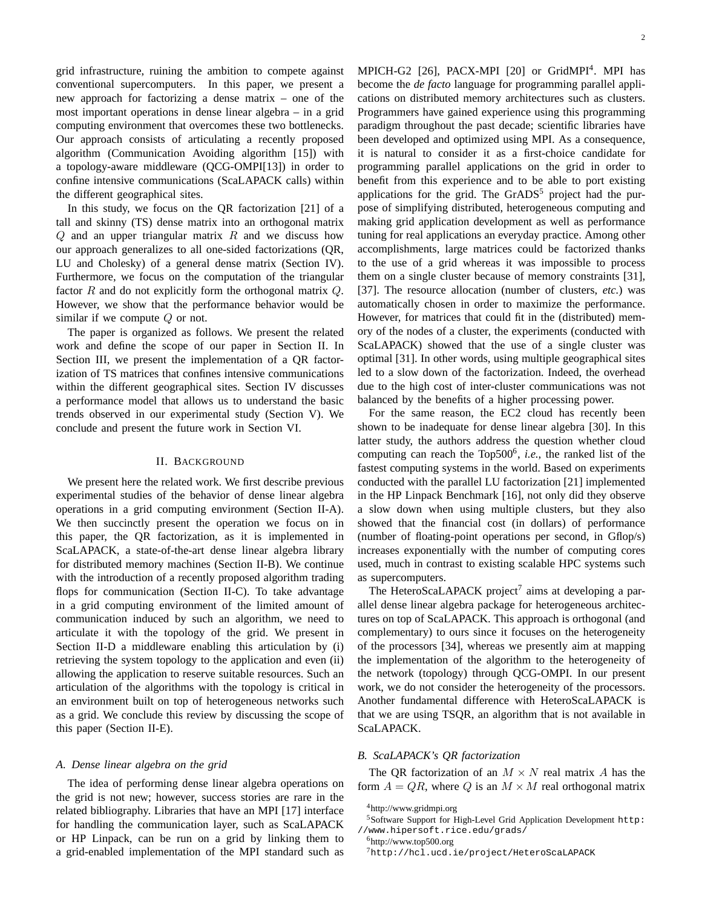grid infrastructure, ruining the ambition to compete against conventional supercomputers. In this paper, we present a new approach for factorizing a dense matrix – one of the most important operations in dense linear algebra – in a grid computing environment that overcomes these two bottlenecks. Our approach consists of articulating a recently proposed algorithm (Communication Avoiding algorithm [15]) with a topology-aware middleware (QCG-OMPI[13]) in order to confine intensive communications (ScaLAPACK calls) within the different geographical sites.

In this study, we focus on the QR factorization [21] of a tall and skinny (TS) dense matrix into an orthogonal matrix $Q$ and an upper triangular matrix $R$ and we discuss how our approach generalizes to all one-sided factorizations (QR, LU and Cholesky) of a general dense matrix (Section IV). Furthermore, we focus on the computation of the triangular factor $R$ and do not explicitly form the orthogonal matrix $Q$. However, we show that the performance behavior would be similar if we compute $Q$ or not.

The paper is organized as follows. We present the related work and define the scope of our paper in Section II. In Section III, we present the implementation of a QR factorization of TS matrices that confines intensive communications within the different geographical sites. Section IV discusses a performance model that allows us to understand the basic trends observed in our experimental study (Section V). We conclude and present the future work in Section VI.

## II. Background

We present here the related work. We first describe previous experimental studies of the behavior of dense linear algebra operations in a grid computing environment (Section II-A). We then succinctly present the operation we focus on in this paper, the QR factorization, as it is implemented in ScaLAPACK, a state-of-the-art dense linear algebra library for distributed memory machines (Section II-B). We continue with the introduction of a recently proposed algorithm trading flops for communication (Section II-C). To take advantage in a grid computing environment of the limited amount of communication induced by such an algorithm, we need to articulate it with the topology of the grid. We present in Section II-D a middleware enabling this articulation by (i) retrieving the system topology to the application and even (ii) allowing the application to reserve suitable resources. Such an articulation of the algorithms with the topology is critical in an environment built on top of heterogeneous networks such as a grid. We conclude this review by discussing the scope of this paper (Section II-E).

### A. Dense linear algebra on the grid

The idea of performing dense linear algebra operations on the grid is not new; however, success stories are rare in the related bibliography. Libraries that have an MPI [17] interface for handling the communication layer, such as ScaLAPACK or HP Linpack, can be run on a grid by linking them to a grid-enabled implementation of the MPI standard such as MPICH-G2 [26], PACX-MPI [20] or GridMPI[4]. MPI has become the *de facto* language for programming parallel applications on distributed memory architectures such as clusters. Programmers have gained experience using this programming paradigm throughout the past decade; scientific libraries have been developed and optimized using MPI. As a consequence, it is natural to consider it as a first-choice candidate for programming parallel applications on the grid in order to benefit from this experience and to be able to port existing applications for the grid. The GrADS[5] project had the purpose of simplifying distributed, heterogeneous computing and making grid application development as well as performance tuning for real applications an everyday practice. Among other accomplishments, large matrices could be factorized thanks to the use of a grid whereas it was impossible to process them on a single cluster because of memory constraints [31], [37]. The resource allocation (number of clusters, *etc.*) was automatically chosen in order to maximize the performance. However, for matrices that could fit in the (distributed) memory of the nodes of a cluster, the experiments (conducted with ScaLAPACK) showed that the use of a single cluster was optimal [31]. In other words, using multiple geographical sites led to a slow down of the factorization. Indeed, the overhead due to the high cost of inter-cluster communications was not balanced by the benefits of a higher processing power.

For the same reason, the EC2 cloud has recently been shown to be inadequate for dense linear algebra [30]. In this latter study, the authors address the question whether cloud computing can reach the Top500[6], *i.e.*, the ranked list of the fastest computing systems in the world. Based on experiments conducted with the parallel LU factorization [21] implemented in the HP Linpack Benchmark [16], not only did they observe a slow down when using multiple clusters, but they also showed that the financial cost (in dollars) of performance (number of floating-point operations per second, in Gflop/s) increases exponentially with the number of computing cores used, much in contrast to existing scalable HPC systems such as supercomputers.

The HeteroScaLAPACK project[7] aims at developing a parallel dense linear algebra package for heterogeneous architectures on top of ScaLAPACK. This approach is orthogonal (and complementary) to ours since it focuses on the heterogeneity of the processors [34], whereas we presently aim at mapping the implementation of the algorithm to the heterogeneity of the network (topology) through QCG-OMPI. In our present work, we do not consider the heterogeneity of the processors. Another fundamental difference with HeteroScaLAPACK is that we are using TSQR, an algorithm that is not available in ScaLAPACK.

### B. ScaLAPACK's QR factorization

The QR factorization of an $M \times N$ real matrix $A$ has the form $A = QR$, where $Q$ is an $M \times M$ real orthogonal matrix

[4] http://www.gridmpi.org

[5] Software Support for High-Level Grid Application Development http://www.hipersoft.rice.edu/grads/

[6] http://www.top500.org

[7] http://hcl.ucd.ie/project/HeteroScaLAPACK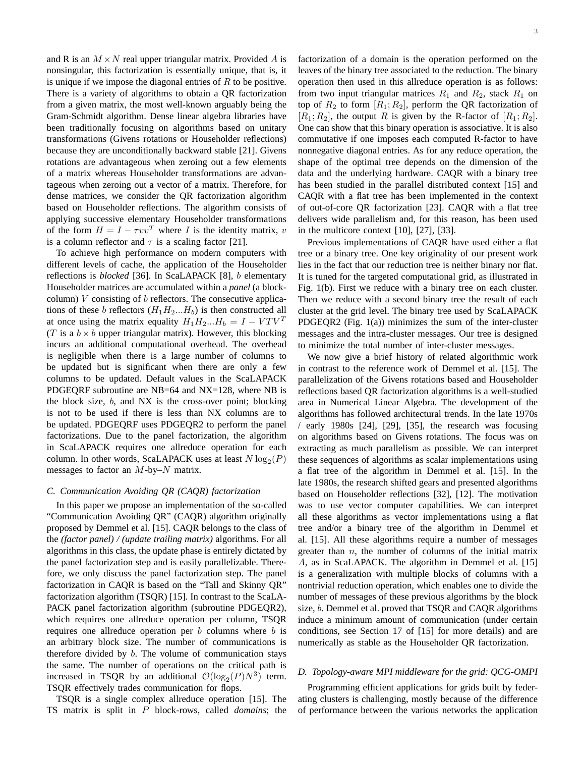and R is an $M \times N$ real upper triangular matrix. Provided $A$ is nonsingular, this factorization is essentially unique, that is, it is unique if we impose the diagonal entries of $R$ to be positive. There is a variety of algorithms to obtain a QR factorization from a given matrix, the most well-known arguably being the Gram-Schmidt algorithm. Dense linear algebra libraries have been traditionally focusing on algorithms based on unitary transformations (Givens rotations or Householder reflections) because they are unconditionally backward stable [21]. Givens rotations are advantageous when zeroing out a few elements of a matrix whereas Householder transformations are advantageous when zeroing out a vector of a matrix. Therefore, for dense matrices, we consider the QR factorization algorithm based on Householder reflections. The algorithm consists of applying successive elementary Householder transformations of the form $H = I - \tau vv^T$ where $I$ is the identity matrix, $v$ is a column reflector and $\tau$ is a scaling factor [21].

To achieve high performance on modern computers with different levels of cache, the application of the Householder reflections is *blocked* [36]. In ScaLAPACK [8], $b$ elementary Householder matrices are accumulated within a *panel* (a block-column) $V$ consisting of $b$ reflectors. The consecutive applications of these $b$ reflectors ($H_1 H_2 ... H_b$) is then constructed all at once using the matrix equality $H_1 H_2 ... H_b = I - VTV^T$ ($T$ is a $b \times b$ upper triangular matrix). However, this blocking incurs an additional computational overhead. The overhead is negligible when there is a large number of columns to be updated but is significant when there are only a few columns to be updated. Default values in the ScaLAPACK PDGEQRF subroutine are NB=64 and NX=128, where NB is the block size, $b$, and NX is the cross-over point; blocking is not to be used if there is less than NX columns are to be updated. PDGEQRF uses PDGEQR2 to perform the panel factorizations. Due to the panel factorization, the algorithm in ScaLAPACK requires one allreduce operation for each column. In other words, ScaLAPACK uses at least $N \log_2(P)$ messages to factor an $M$-by–$N$ matrix.

### C. Communication Avoiding QR (CAQR) factorization

In this paper we propose an implementation of the so-called "Communication Avoiding QR" (CAQR) algorithm originally proposed by Demmel et al. [15]. CAQR belongs to the class of the *(factor panel) / (update trailing matrix)* algorithms. For all algorithms in this class, the update phase is entirely dictated by the panel factorization step and is easily parallelizable. Therefore, we only discuss the panel factorization step. The panel factorization in CAQR is based on the "Tall and Skinny QR" factorization algorithm (TSQR) [15]. In contrast to the ScaLAPACK panel factorization algorithm (subroutine PDGEQR2), which requires one allreduce operation per column, TSQR requires one allreduce operation per $b$ columns where $b$ is an arbitrary block size. The number of communications is therefore divided by $b$. The volume of communication stays the same. The number of operations on the critical path is increased in TSQR by an additional $\mathcal{O}(\log_2(P)N^3)$ term. TSQR effectively trades communication for flops.

TSQR is a single complex allreduce operation [15]. The TS matrix is split in $P$ block-rows, called *domains*; the factorization of a domain is the operation performed on the leaves of the binary tree associated to the reduction. The binary operation then used in this allreduce operation is as follows: from two input triangular matrices $R_1$ and $R_2$, stack $R_1$ on top of $R_2$ to form $[R_1; R_2]$, perform the QR factorization of $[R_1; R_2]$, the output $R$ is given by the R-factor of $[R_1; R_2]$. One can show that this binary operation is associative. It is also commutative if one imposes each computed R-factor to have nonnegative diagonal entries. As for any reduce operation, the shape of the optimal tree depends on the dimension of the data and the underlying hardware. CAQR with a binary tree has been studied in the parallel distributed context [15] and CAQR with a flat tree has been implemented in the context of out-of-core QR factorization [23]. CAQR with a flat tree delivers wide parallelism and, for this reason, has been used in the multicore context [10], [27], [33].

Previous implementations of CAQR have used either a flat tree or a binary tree. One key originality of our present work lies in the fact that our reduction tree is neither binary nor flat. It is tuned for the targeted computational grid, as illustrated in Fig. 1(b). First we reduce with a binary tree on each cluster. Then we reduce with a second binary tree the result of each cluster at the grid level. The binary tree used by ScaLAPACK PDGEQR2 (Fig. 1(a)) minimizes the sum of the inter-cluster messages and the intra-cluster messages. Our tree is designed to minimize the total number of inter-cluster messages.

We now give a brief history of related algorithmic work in contrast to the reference work of Demmel et al. [15]. The parallelization of the Givens rotations based and Householder reflections based QR factorization algorithms is a well-studied area in Numerical Linear Algebra. The development of the algorithms has followed architectural trends. In the late 1970s / early 1980s [24], [29], [35], the research was focusing on algorithms based on Givens rotations. The focus was on extracting as much parallelism as possible. We can interpret these sequences of algorithms as scalar implementations using a flat tree of the algorithm in Demmel et al. [15]. In the late 1980s, the research shifted gears and presented algorithms based on Householder reflections [32], [12]. The motivation was to use vector computer capabilities. We can interpret all these algorithms as vector implementations using a flat tree and/or a binary tree of the algorithm in Demmel et al. [15]. All these algorithms require a number of messages greater than $n$, the number of columns of the initial matrix $A$, as in ScaLAPACK. The algorithm in Demmel et al. [15] is a generalization with multiple blocks of columns with a nontrivial reduction operation, which enables one to divide the number of messages of these previous algorithms by the block size, $b$. Demmel et al. proved that TSQR and CAQR algorithms induce a minimum amount of communication (under certain conditions, see Section 17 of [15] for more details) and are numerically as stable as the Householder QR factorization.

### D. Topology-aware MPI middleware for the grid: QCG-OMPI

Programming efficient applications for grids built by federating clusters is challenging, mostly because of the difference of performance between the various networks the application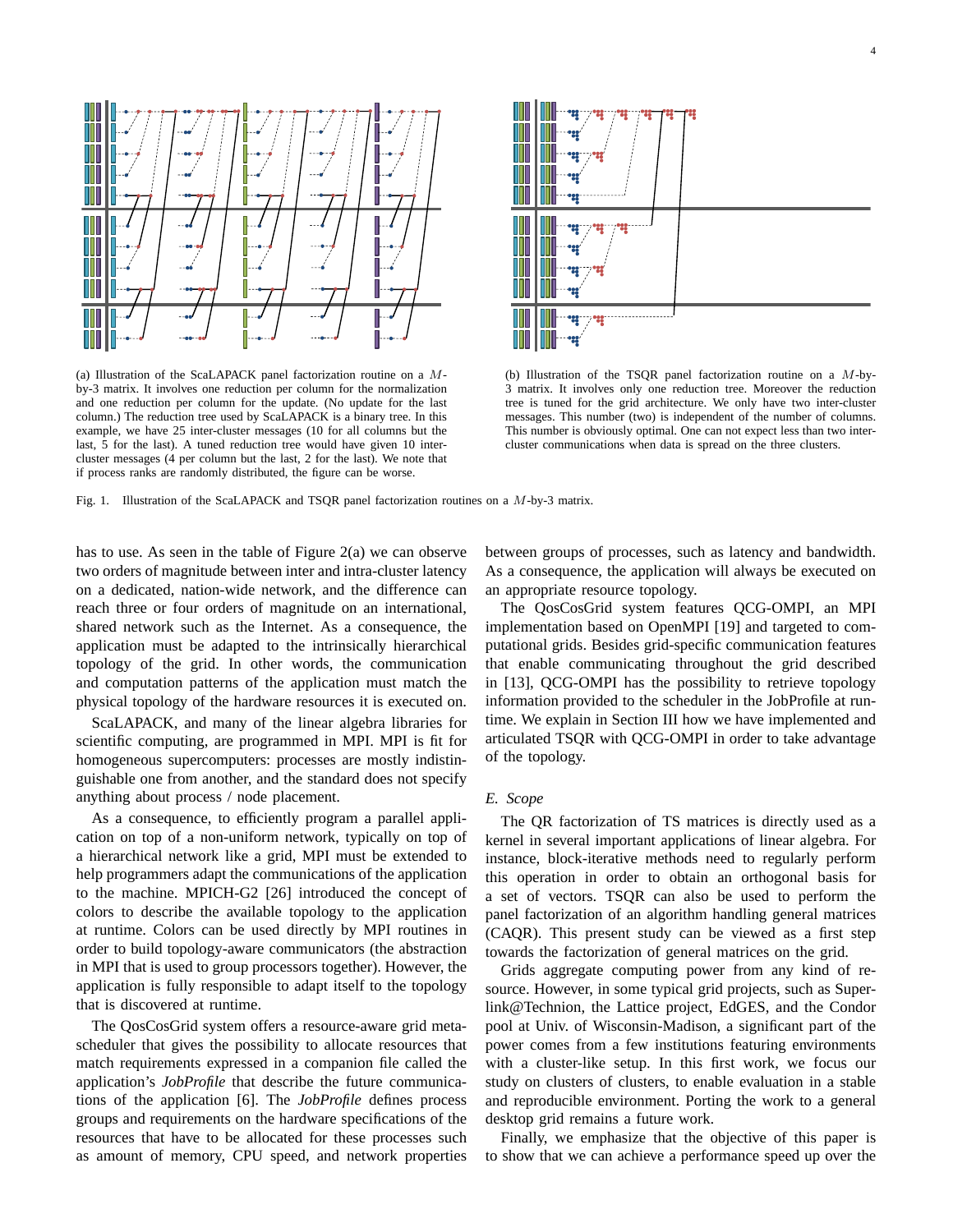(a) Illustration of the ScaLAPACK panel factorization routine on a $M$-by-3 matrix. It involves one reduction per column for the normalization and one reduction per column for the update. (No update for the last column.) The reduction tree used by ScaLAPACK is a binary tree. In this example, we have 25 inter-cluster messages (10 for all columns but the last, 5 for the last). A tuned reduction tree would have given 10 inter-cluster messages (4 per column but the last, 2 for the last). We note that if process ranks are randomly distributed, the figure can be worse.

(b) Illustration of the TSQR panel factorization routine on a $M$-by-3 matrix. It involves only one reduction tree. Moreover the reduction tree is tuned for the grid architecture. We only have two inter-cluster messages. This number (two) is independent of the number of columns. This number is obviously optimal. One can not expect less than two inter-cluster communications when data is spread on the three clusters.

Fig. 1. Illustration of the ScaLAPACK and TSQR panel factorization routines on a $M$-by-3 matrix.

has to use. As seen in the table of Figure 2(a) we can observe two orders of magnitude between inter and intra-cluster latency on a dedicated, nation-wide network, and the difference can reach three or four orders of magnitude on an international, shared network such as the Internet. As a consequence, the application must be adapted to the intrinsically hierarchical topology of the grid. In other words, the communication and computation patterns of the application must match the physical topology of the hardware resources it is executed on.

ScaLAPACK, and many of the linear algebra libraries for scientific computing, are programmed in MPI. MPI is fit for homogeneous supercomputers: processes are mostly indistinguishable one from another, and the standard does not specify anything about process / node placement.

As a consequence, to efficiently program a parallel application on top of a non-uniform network, typically on top of a hierarchical network like a grid, MPI must be extended to help programmers adapt the communications of the application to the machine. MPICH-G2 [26] introduced the concept of colors to describe the available topology to the application at runtime. Colors can be used directly by MPI routines in order to build topology-aware communicators (the abstraction in MPI that is used to group processors together). However, the application is fully responsible to adapt itself to the topology that is discovered at runtime.

The QosCosGrid system offers a resource-aware grid meta-scheduler that gives the possibility to allocate resources that match requirements expressed in a companion file called the application's *JobProfile* that describe the future communications of the application [6]. The *JobProfile* defines process groups and requirements on the hardware specifications of the resources that have to be allocated for these processes such as amount of memory, CPU speed, and network properties between groups of processes, such as latency and bandwidth. As a consequence, the application will always be executed on an appropriate resource topology.

The QosCosGrid system features QCG-OMPI, an MPI implementation based on OpenMPI [19] and targeted to computational grids. Besides grid-specific communication features that enable communicating throughout the grid described in [13], QCG-OMPI has the possibility to retrieve topology information provided to the scheduler in the JobProfile at run-time. We explain in Section III how we have implemented and articulated TSQR with QCG-OMPI in order to take advantage of the topology.

### *E. Scope*

The QR factorization of TS matrices is directly used as a kernel in several important applications of linear algebra. For instance, block-iterative methods need to regularly perform this operation in order to obtain an orthogonal basis for a set of vectors. TSQR can also be used to perform the panel factorization of an algorithm handling general matrices (CAQR). This present study can be viewed as a first step towards the factorization of general matrices on the grid.

Grids aggregate computing power from any kind of resource. However, in some typical grid projects, such as Superlink@Technion, the Lattice project, EdGES, and the Condor pool at Univ. of Wisconsin-Madison, a significant part of the power comes from a few institutions featuring environments with a cluster-like setup. In this first work, we focus our study on clusters of clusters, to enable evaluation in a stable and reproducible environment. Porting the work to a general desktop grid remains a future work.

Finally, we emphasize that the objective of this paper is to show that we can achieve a performance speed up over the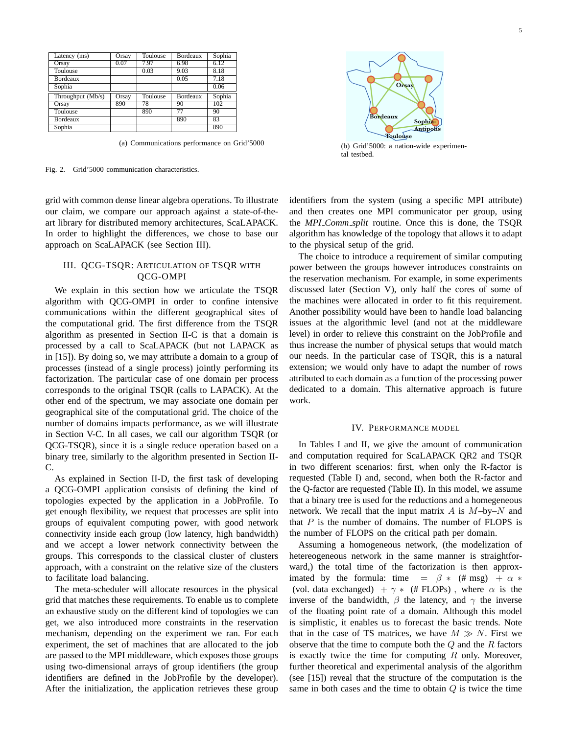| Latency (ms) | Orsay | Toulouse | Bordeaux | Sophia |
|---|---|---|---|---|
| Orsay | 0.07 | 7.97 | 6.98 | 6.12 |
| Toulouse | | 0.03 | 9.03 | 8.18 |
| Bordeaux | | | 0.05 | 7.18 |
| Sophia | | | | 0.06 |

| Throughput (Mb/s) | Orsay | Toulouse | Bordeaux | Sophia |
|---|---|---|---|---|
| Orsay | 890 | 78 | 90 | 102 |
| Toulouse | | 890 | 77 | 90 |
| Bordeaux | | | 890 | 83 |
| Sophia | | | | 890 |

(a) Communications performance on Grid'5000

(b) Grid'5000: a nation-wide experimental testbed.

Fig. 2. Grid'5000 communication characteristics.

grid with common dense linear algebra operations. To illustrate our claim, we compare our approach against a state-of-the-art library for distributed memory architectures, ScaLAPACK. In order to highlight the differences, we chose to base our approach on ScaLAPACK (see Section III).

## III. QCG-TSQR: Articulation of TSQR with QCG-OMPI

We explain in this section how we articulate the TSQR algorithm with QCG-OMPI in order to confine intensive communications within the different geographical sites of the computational grid. The first difference from the TSQR algorithm as presented in Section II-C is that a domain is processed by a call to ScaLAPACK (but not LAPACK as in [15]). By doing so, we may attribute a domain to a group of processes (instead of a single process) jointly performing its factorization. The particular case of one domain per process corresponds to the original TSQR (calls to LAPACK). At the other end of the spectrum, we may associate one domain per geographical site of the computational grid. The choice of the number of domains impacts performance, as we will illustrate in Section V-C. In all cases, we call our algorithm TSQR (or QCG-TSQR), since it is a single reduce operation based on a binary tree, similarly to the algorithm presented in Section II-C.

As explained in Section II-D, the first task of developing a QCG-OMPI application consists of defining the kind of topologies expected by the application in a JobProfile. To get enough flexibility, we request that processes are split into groups of equivalent computing power, with good network connectivity inside each group (low latency, high bandwidth) and we accept a lower network connectivity between the groups. This corresponds to the classical cluster of clusters approach, with a constraint on the relative size of the clusters to facilitate load balancing.

The meta-scheduler will allocate resources in the physical grid that matches these requirements. To enable us to complete an exhaustive study on the different kind of topologies we can get, we also introduced more constraints in the reservation mechanism, depending on the experiment we ran. For each experiment, the set of machines that are allocated to the job are passed to the MPI middleware, which exposes those groups using two-dimensional arrays of group identifiers (the group identifiers are defined in the JobProfile by the developer). After the initialization, the application retrieves these group identifiers from the system (using a specific MPI attribute) and then creates one MPI communicator per group, using the *MPI_Comm_split* routine. Once this is done, the TSQR algorithm has knowledge of the topology that allows it to adapt to the physical setup of the grid.

The choice to introduce a requirement of similar computing power between the groups however introduces constraints on the reservation mechanism. For example, in some experiments discussed later (Section V), only half the cores of some of the machines were allocated in order to fit this requirement. Another possibility would have been to handle load balancing issues at the algorithmic level (and not at the middleware level) in order to relieve this constraint on the JobProfile and thus increase the number of physical setups that would match our needs. In the particular case of TSQR, this is a natural extension; we would only have to adapt the number of rows attributed to each domain as a function of the processing power dedicated to a domain. This alternative approach is future work.

## IV. Performance Model

In Tables I and II, we give the amount of communication and computation required for ScaLAPACK QR2 and TSQR in two different scenarios: first, when only the R-factor is requested (Table I) and, second, when both the R-factor and the Q-factor are requested (Table II). In this model, we assume that a binary tree is used for the reductions and a homegeneous network. We recall that the input matrix $A$ is $M$–by–$N$ and that $P$ is the number of domains. The number of FLOPS is the number of FLOPS on the critical path per domain.

Assuming a homogeneous network, (the modelization of hetereogeneous network in the same manner is straightforward,) the total time of the factorization is then approximated by the formula: time $= \beta *$ (# msg) $+ \alpha *$ (vol. data exchanged) $+ \gamma *$ (# FLOPs) , where $\alpha$ is the inverse of the bandwidth, $\beta$ the latency, and $\gamma$ the inverse of the floating point rate of a domain. Although this model is simplistic, it enables us to forecast the basic trends. Note that in the case of TS matrices, we have $M \gg N$. First we observe that the time to compute both the $Q$ and the $R$ factors is exactly twice the time for computing $R$ only. Moreover, further theoretical and experimental analysis of the algorithm (see [15]) reveal that the structure of the computation is the same in both cases and the time to obtain $Q$ is twice the time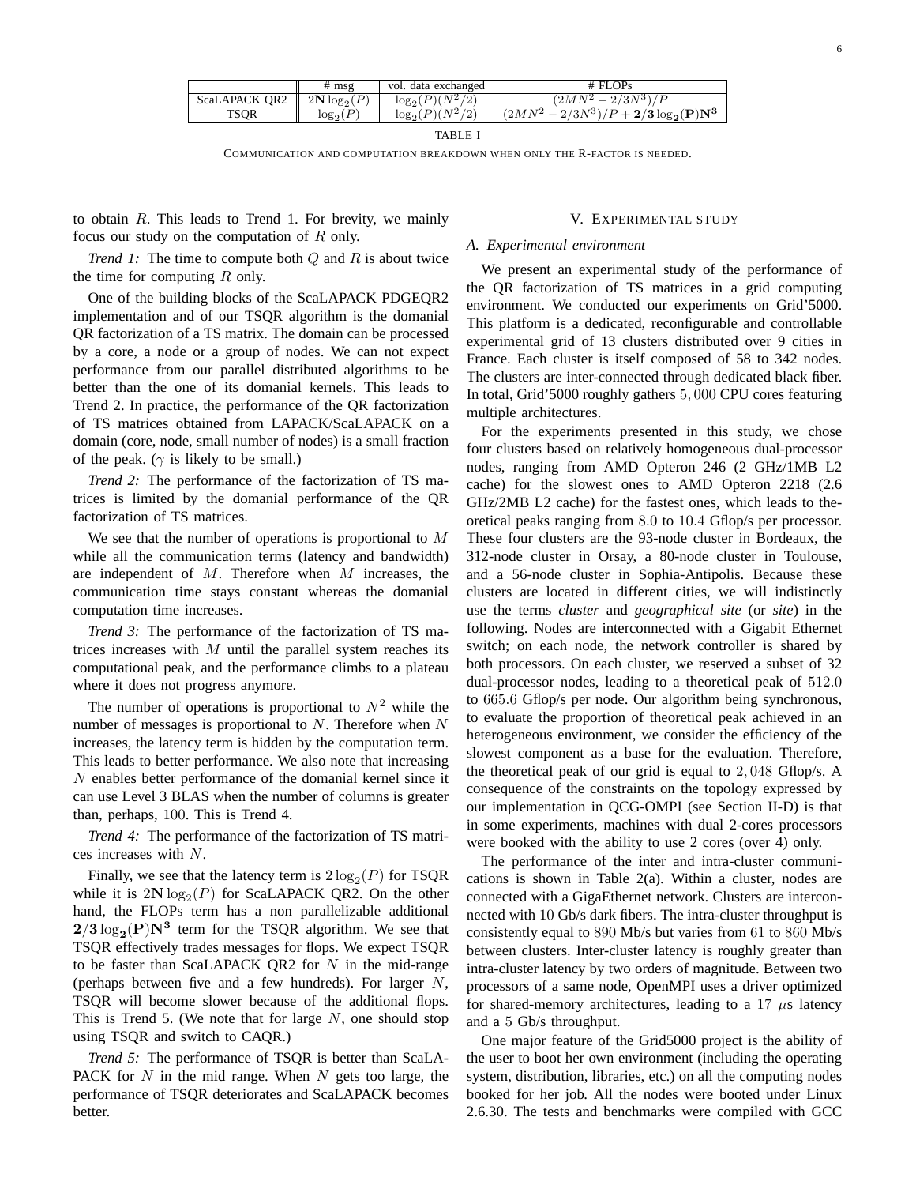|  | # msg | vol. data exchanged | # FLOPs |
|---|---|---|---|
| ScaLAPACK QR2 | $\mathbf{2N}\log_2(P)$ | $\log_2(P)(N^2/2)$ | $(2MN^2 - 2/3N^3)/P$ |
| TSQR | $\log_2(P)$ | $\log_2(P)(N^2/2)$ | $(2MN^2 - 2/3N^3)/P + \mathbf{2/3\log_2(P)N^3}$ |

TABLE I

COMMUNICATION AND COMPUTATION BREAKDOWN WHEN ONLY THE R-FACTOR IS NEEDED.

to obtain $R$. This leads to Trend 1. For brevity, we mainly focus our study on the computation of $R$ only.

*Trend 1:* The time to compute both $Q$ and $R$ is about twice the time for computing $R$ only.

One of the building blocks of the ScaLAPACK PDGEQR2 implementation and of our TSQR algorithm is the domanial QR factorization of a TS matrix. The domain can be processed by a core, a node or a group of nodes. We can not expect performance from our parallel distributed algorithms to be better than the one of its domanial kernels. This leads to Trend 2. In practice, the performance of the QR factorization of TS matrices obtained from LAPACK/ScaLAPACK on a domain (core, node, small number of nodes) is a small fraction of the peak. ($\gamma$ is likely to be small.)

*Trend 2:* The performance of the factorization of TS matrices is limited by the domanial performance of the QR factorization of TS matrices.

We see that the number of operations is proportional to $M$ while all the communication terms (latency and bandwidth) are independent of $M$. Therefore when $M$ increases, the communication time stays constant whereas the domanial computation time increases.

*Trend 3:* The performance of the factorization of TS matrices increases with $M$ until the parallel system reaches its computational peak, and the performance climbs to a plateau where it does not progress anymore.

The number of operations is proportional to $N^2$ while the number of messages is proportional to $N$. Therefore when $N$ increases, the latency term is hidden by the computation term. This leads to better performance. We also note that increasing $N$ enables better performance of the domanial kernel since it can use Level 3 BLAS when the number of columns is greater than, perhaps, $100$. This is Trend 4.

*Trend 4:* The performance of the factorization of TS matrices increases with $N$.

Finally, we see that the latency term is $2\log_2(P)$ for TSQR while it is $2\mathbf{N}\log_2(P)$ for ScaLAPACK QR2. On the other hand, the FLOPs term has a non parallelizable additional $\mathbf{2/3\log_2(P)N^3}$ term for the TSQR algorithm. We see that TSQR effectively trades messages for flops. We expect TSQR to be faster than ScaLAPACK QR2 for $N$ in the mid-range (perhaps between five and a few hundreds). For larger $N$, TSQR will become slower because of the additional flops. This is Trend 5. (We note that for large $N$, one should stop using TSQR and switch to CAQR.)

*Trend 5:* The performance of TSQR is better than ScaLAPACK for $N$ in the mid range. When $N$ gets too large, the performance of TSQR deteriorates and ScaLAPACK becomes better.

## V. EXPERIMENTAL STUDY

### A. Experimental environment

We present an experimental study of the performance of the QR factorization of TS matrices in a grid computing environment. We conducted our experiments on Grid'5000. This platform is a dedicated, reconfigurable and controllable experimental grid of 13 clusters distributed over 9 cities in France. Each cluster is itself composed of 58 to 342 nodes. The clusters are inter-connected through dedicated black fiber. In total, Grid'5000 roughly gathers $5,000$ CPU cores featuring multiple architectures.

For the experiments presented in this study, we chose four clusters based on relatively homogeneous dual-processor nodes, ranging from AMD Opteron 246 (2 GHz/1MB L2 cache) for the slowest ones to AMD Opteron 2218 (2.6 GHz/2MB L2 cache) for the fastest ones, which leads to theoretical peaks ranging from $8.0$ to $10.4$ Gflop/s per processor. These four clusters are the 93-node cluster in Bordeaux, the 312-node cluster in Orsay, a 80-node cluster in Toulouse, and a 56-node cluster in Sophia-Antipolis. Because these clusters are located in different cities, we will indistinctly use the terms *cluster* and *geographical site* (or *site*) in the following. Nodes are interconnected with a Gigabit Ethernet switch; on each node, the network controller is shared by both processors. On each cluster, we reserved a subset of 32 dual-processor nodes, leading to a theoretical peak of $512.0$ to $665.6$ Gflop/s per node. Our algorithm being synchronous, to evaluate the proportion of theoretical peak achieved in an heterogeneous environment, we consider the efficiency of the slowest component as a base for the evaluation. Therefore, the theoretical peak of our grid is equal to $2,048$ Gflop/s. A consequence of the constraints on the topology expressed by our implementation in QCG-OMPI (see Section II-D) is that in some experiments, machines with dual 2-cores processors were booked with the ability to use 2 cores (over 4) only.

The performance of the inter and intra-cluster communications is shown in Table 2(a). Within a cluster, nodes are connected with a GigaEthernet network. Clusters are interconnected with $10$ Gb/s dark fibers. The intra-cluster throughput is consistently equal to $890$ Mb/s but varies from $61$ to $860$ Mb/s between clusters. Inter-cluster latency is roughly greater than intra-cluster latency by two orders of magnitude. Between two processors of a same node, OpenMPI uses a driver optimized for shared-memory architectures, leading to a $17$ $\mu$s latency and a $5$ Gb/s throughput.

One major feature of the Grid5000 project is the ability of the user to boot her own environment (including the operating system, distribution, libraries, etc.) on all the computing nodes booked for her job. All the nodes were booted under Linux 2.6.30. The tests and benchmarks were compiled with GCC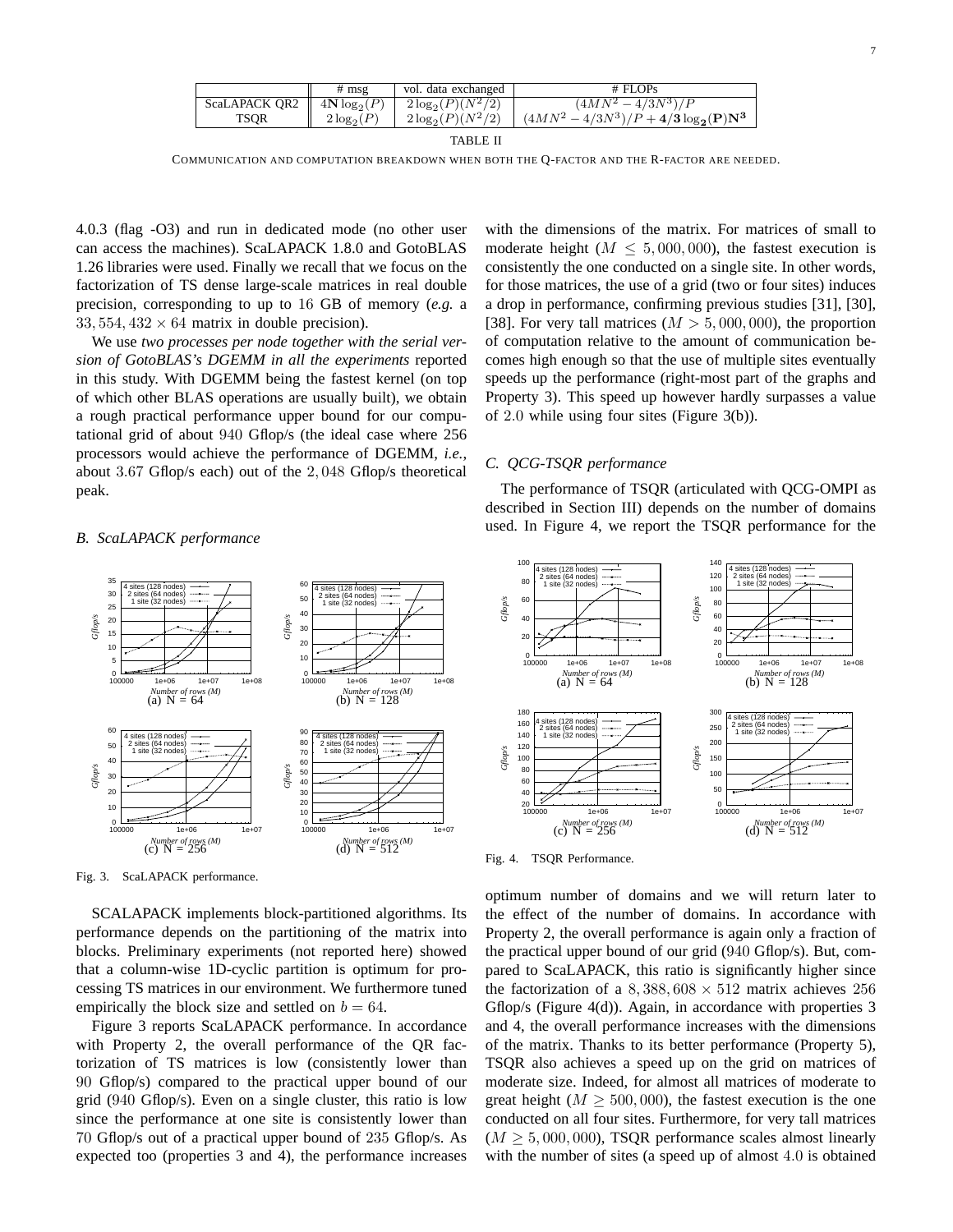|  | # msg | vol. data exchanged | # FLOPs |
|---|---|---|---|
| ScaLAPACK QR2 | $4\mathbf{N}\log_2(P)$ | $2\log_2(P)(N^2/2)$ | $(4MN^2 - 4/3N^3)/P$ |
| TSQR | $2\log_2(P)$ | $2\log_2(P)(N^2/2)$ | $(4MN^2 - 4/3N^3)/P + \mathbf{4/3\log_2(P)N^3}$ |

TABLE II

COMMUNICATION AND COMPUTATION BREAKDOWN WHEN BOTH THE Q-FACTOR AND THE R-FACTOR ARE NEEDED.

4.0.3 (flag -O3) and run in dedicated mode (no other user can access the machines). ScaLAPACK 1.8.0 and GotoBLAS 1.26 libraries were used. Finally we recall that we focus on the factorization of TS dense large-scale matrices in real double precision, corresponding to up to 16 GB of memory (*e.g.* a $33,554,432 \times 64$ matrix in double precision).

We use *two processes per node together with the serial version of GotoBLAS's DGEMM in all the experiments* reported in this study. With DGEMM being the fastest kernel (on top of which other BLAS operations are usually built), we obtain a rough practical performance upper bound for our computational grid of about 940 Gflop/s (the ideal case where 256 processors would achieve the performance of DGEMM, *i.e.*, about 3.67 Gflop/s each) out of the 2,048 Gflop/s theoretical peak.

### B. ScaLAPACK performance

Fig. 3. ScaLAPACK performance.

SCALAPACK implements block-partitioned algorithms. Its performance depends on the partitioning of the matrix into blocks. Preliminary experiments (not reported here) showed that a column-wise 1D-cyclic partition is optimum for processing TS matrices in our environment. We furthermore tuned empirically the block size and settled on $b = 64$.

Figure 3 reports ScaLAPACK performance. In accordance with Property 2, the overall performance of the QR factorization of TS matrices is low (consistently lower than 90 Gflop/s) compared to the practical upper bound of our grid (940 Gflop/s). Even on a single cluster, this ratio is low since the performance at one site is consistently lower than 70 Gflop/s out of a practical upper bound of 235 Gflop/s. As expected too (properties 3 and 4), the performance increases with the dimensions of the matrix. For matrices of small to moderate height ($M \leq 5,000,000$), the fastest execution is consistently the one conducted on a single site. In other words, for those matrices, the use of a grid (two or four sites) induces a drop in performance, confirming previous studies [31], [30], [38]. For very tall matrices ($M > 5,000,000$), the proportion of computation relative to the amount of communication becomes high enough so that the use of multiple sites eventually speeds up the performance (right-most part of the graphs and Property 3). This speed up however hardly surpasses a value of 2.0 while using four sites (Figure 3(b)).

### C. QCG-TSQR performance

The performance of TSQR (articulated with QCG-OMPI as described in Section III) depends on the number of domains used. In Figure 4, we report the TSQR performance for the optimum number of domains and we will return later to the effect of the number of domains. In accordance with Property 2, the overall performance is again only a fraction of the practical upper bound of our grid (940 Gflop/s). But, compared to ScaLAPACK, this ratio is significantly higher since the factorization of a $8,388,608 \times 512$ matrix achieves 256 Gflop/s (Figure 4(d)). Again, in accordance with properties 3 and 4, the overall performance increases with the dimensions of the matrix. Thanks to its better performance (Property 5), TSQR also achieves a speed up on the grid on matrices of moderate size. Indeed, for almost all matrices of moderate to great height ($M \geq 500,000$), the fastest execution is the one conducted on all four sites. Furthermore, for very tall matrices ($M \geq 5,000,000$), TSQR performance scales almost linearly with the number of sites (a speed up of almost 4.0 is obtained

Fig. 4. TSQR Performance.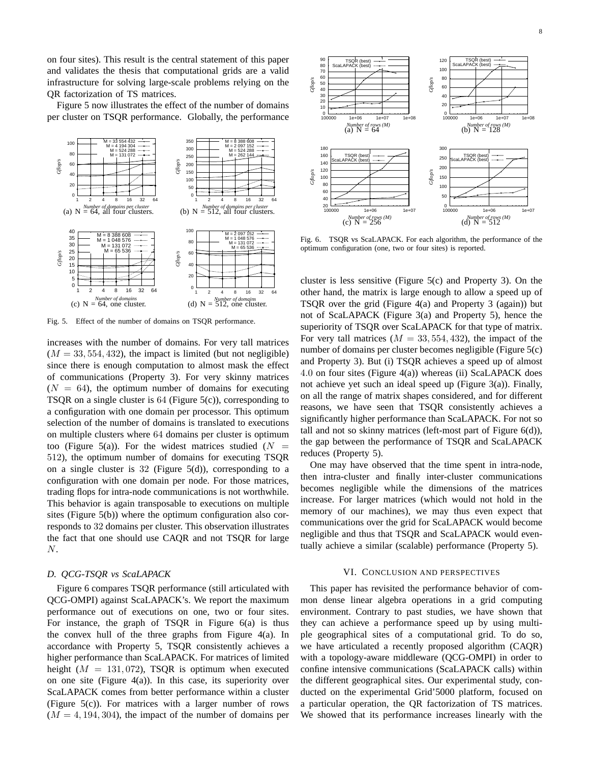on four sites). This result is the central statement of this paper and validates the thesis that computational grids are a valid infrastructure for solving large-scale problems relying on the QR factorization of TS matrices.

Figure 5 now illustrates the effect of the number of domains per cluster on TSQR performance. Globally, the performance increases with the number of domains. For very tall matrices ($M = 33,554,432$), the impact is limited (but not negligible) since there is enough computation to almost mask the effect of communications (Property 3). For very skinny matrices ($N = 64$), the optimum number of domains for executing TSQR on a single cluster is $64$ (Figure 5(c)), corresponding to a configuration with one domain per processor. This optimum selection of the number of domains is translated to executions on multiple clusters where $64$ domains per cluster is optimum too (Figure 5(a)). For the widest matrices studied ($N = 512$), the optimum number of domains for executing TSQR on a single cluster is $32$ (Figure 5(d)), corresponding to a configuration with one domain per node. For those matrices, trading flops for intra-node communications is not worthwhile. This behavior is again transposable to executions on multiple sites (Figure 5(b)) where the optimum configuration also corresponds to $32$ domains per cluster. This observation illustrates the fact that one should use CAQR and not TSQR for large $N$.

(a) N = 64, all four clusters. (b) N = 512, all four clusters. (c) N = 64, one cluster. (d) N = 512, one cluster.

Fig. 5. Effect of the number of domains on TSQR performance.

### D. QCG-TSQR vs ScaLAPACK

Figure 6 compares TSQR performance (still articulated with QCG-OMPI) against ScaLAPACK's. We report the maximum performance out of executions on one, two or four sites. For instance, the graph of TSQR in Figure 6(a) is thus the convex hull of the three graphs from Figure 4(a). In accordance with Property 5, TSQR consistently achieves a higher performance than ScaLAPACK. For matrices of limited height ($M = 131,072$), TSQR is optimum when executed on one site (Figure 4(a)). In this case, its superiority over ScaLAPACK comes from better performance within a cluster (Figure 5(c)). For matrices with a larger number of rows ($M = 4,194,304$), the impact of the number of domains per cluster is less sensitive (Figure 5(c) and Property 3). On the other hand, the matrix is large enough to allow a speed up of TSQR over the grid (Figure 4(a) and Property 3 (again)) but not of ScaLAPACK (Figure 3(a) and Property 5), hence the superiority of TSQR over ScaLAPACK for that type of matrix. For very tall matrices ($M = 33,554,432$), the impact of the number of domains per cluster becomes negligible (Figure 5(c) and Property 3). But (i) TSQR achieves a speed up of almost $4.0$ on four sites (Figure 4(a)) whereas (ii) ScaLAPACK does not achieve yet such an ideal speed up (Figure 3(a)). Finally, on all the range of matrix shapes considered, and for different reasons, we have seen that TSQR consistently achieves a significantly higher performance than ScaLAPACK. For not so tall and not so skinny matrices (left-most part of Figure 6(d)), the gap between the performance of TSQR and ScaLAPACK reduces (Property 5).

(a) N = 64 (b) N = 128 (c) N = 256 (d) N = 512

Fig. 6. TSQR vs ScaLAPACK. For each algorithm, the performance of the optimum configuration (one, two or four sites) is reported.

One may have observed that the time spent in intra-node, then intra-cluster and finally inter-cluster communications becomes negligible while the dimensions of the matrices increase. For larger matrices (which would not hold in the memory of our machines), we may thus even expect that communications over the grid for ScaLAPACK would become negligible and thus that TSQR and ScaLAPACK would eventually achieve a similar (scalable) performance (Property 5).

## VI. Conclusion and perspectives

This paper has revisited the performance behavior of common dense linear algebra operations in a grid computing environment. Contrary to past studies, we have shown that they can achieve a performance speed up by using multiple geographical sites of a computational grid. To do so, we have articulated a recently proposed algorithm (CAQR) with a topology-aware middleware (QCG-OMPI) in order to confine intensive communications (ScaLAPACK calls) within the different geographical sites. Our experimental study, conducted on the experimental Grid'5000 platform, focused on a particular operation, the QR factorization of TS matrices. We showed that its performance increases linearly with the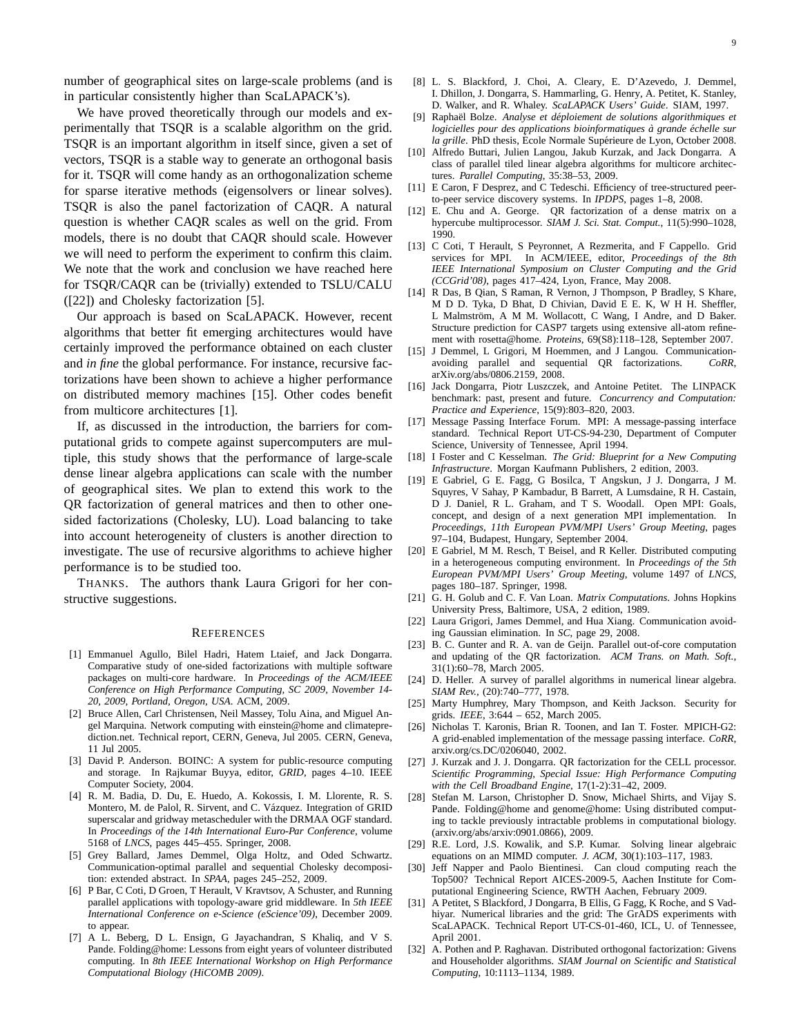number of geographical sites on large-scale problems (and is in particular consistently higher than ScaLAPACK's).

We have proved theoretically through our models and experimentally that TSQR is a scalable algorithm on the grid. TSQR is an important algorithm in itself since, given a set of vectors, TSQR is a stable way to generate an orthogonal basis for it. TSQR will come handy as an orthogonalization scheme for sparse iterative methods (eigensolvers or linear solves). TSQR is also the panel factorization of CAQR. A natural question is whether CAQR scales as well on the grid. From models, there is no doubt that CAQR should scale. However we will need to perform the experiment to confirm this claim. We note that the work and conclusion we have reached here for TSQR/CAQR can be (trivially) extended to TSLU/CALU ([22]) and Cholesky factorization [5].

Our approach is based on ScaLAPACK. However, recent algorithms that better fit emerging architectures would have certainly improved the performance obtained on each cluster and *in fine* the global performance. For instance, recursive factorizations have been shown to achieve a higher performance on distributed memory machines [15]. Other codes benefit from multicore architectures [1].

If, as discussed in the introduction, the barriers for computational grids to compete against supercomputers are multiple, this study shows that the performance of large-scale dense linear algebra applications can scale with the number of geographical sites. We plan to extend this work to the QR factorization of general matrices and then to other one-sided factorizations (Cholesky, LU). Load balancing to take into account heterogeneity of clusters is another direction to investigate. The use of recursive algorithms to achieve higher performance is to be studied too.

THANKS. The authors thank Laura Grigori for her constructive suggestions.

## REFERENCES

[1] Emmanuel Agullo, Bilel Hadri, Hatem Ltaief, and Jack Dongarra. Comparative study of one-sided factorizations with multiple software packages on multi-core hardware. In *Proceedings of the ACM/IEEE Conference on High Performance Computing, SC 2009, November 14-20, 2009, Portland, Oregon, USA*. ACM, 2009.

[2] Bruce Allen, Carl Christensen, Neil Massey, Tolu Aina, and Miguel Angel Marquina. Network computing with einstein@home and climateprediction.net. Technical report, CERN, Geneva, Jul 2005. CERN, Geneva, 11 Jul 2005.

[3] David P. Anderson. BOINC: A system for public-resource computing and storage. In Rajkumar Buyya, editor, *GRID*, pages 4–10. IEEE Computer Society, 2004.

[4] R. M. Badia, D. Du, E. Huedo, A. Kokossis, I. M. Llorente, R. S. Montero, M. de Palol, R. Sirvent, and C. Vázquez. Integration of GRID superscalar and gridway metascheduler with the DRMAA OGF standard. In *Proceedings of the 14th International Euro-Par Conference*, volume 5168 of *LNCS*, pages 445–455. Springer, 2008.

[5] Grey Ballard, James Demmel, Olga Holtz, and Oded Schwartz. Communication-optimal parallel and sequential Cholesky decomposition: extended abstract. In *SPAA*, pages 245–252, 2009.

[6] P Bar, C Coti, D Groen, T Herault, V Kravtsov, A Schuster, and Running parallel applications with topology-aware grid middleware. In *5th IEEE International Conference on e-Science (eScience'09)*, December 2009. to appear.

[7] A L. Beberg, D L. Ensign, G Jayachandran, S Khaliq, and V S. Pande. Folding@home: Lessons from eight years of volunteer distributed computing. In *8th IEEE International Workshop on High Performance Computational Biology (HiCOMB 2009)*.

[8] L. S. Blackford, J. Choi, A. Cleary, E. D'Azevedo, J. Demmel, I. Dhillon, J. Dongarra, S. Hammarling, G. Henry, A. Petitet, K. Stanley, D. Walker, and R. Whaley. *ScaLAPACK Users' Guide*. SIAM, 1997.

[9] Raphaël Bolze. *Analyse et déploiement de solutions algorithmiques et logicielles pour des applications bioinformatiques à grande échelle sur la grille*. PhD thesis, École Normale Supérieure de Lyon, October 2008.

[10] Alfredo Buttari, Julien Langou, Jakub Kurzak, and Jack Dongarra. A class of parallel tiled linear algebra algorithms for multicore architectures. *Parallel Computing*, 35:38–53, 2009.

[11] E Caron, F Desprez, and C Tedeschi. Efficiency of tree-structured peer-to-peer service discovery systems. In *IPDPS*, pages 1–8, 2008.

[12] E. Chu and A. George. QR factorization of a dense matrix on a hypercube multiprocessor. *SIAM J. Sci. Stat. Comput.*, 11(5):990–1028, 1990.

[13] C Coti, T Herault, S Peyronnet, A Rezmerita, and F Cappello. Grid services for MPI. In ACM/IEEE, editor, *Proceedings of the 8th IEEE International Symposium on Cluster Computing and the Grid (CCGrid'08)*, pages 417–424, Lyon, France, May 2008.

[14] R Das, B Qian, S Raman, R Vernon, J Thompson, P Bradley, S Khare, M D D. Tyka, D Bhat, D Chivian, David E E. K, W H H. Sheffler, L Malmström, A M M. Wollacott, C Wang, I Andre, and D Baker. Structure prediction for CASP7 targets using extensive all-atom refinement with rosetta@home. *Proteins*, 69(S8):118–128, September 2007.

[15] J Demmel, L Grigori, M Hoemmen, and J Langou. Communication-avoiding parallel and sequential QR factorizations. *CoRR*, arXiv.org/abs/0806.2159, 2008.

[16] Jack Dongarra, Piotr Luszczek, and Antoine Petitet. The LINPACK benchmark: past, present and future. *Concurrency and Computation: Practice and Experience*, 15(9):803–820, 2003.

[17] Message Passing Interface Forum. MPI: A message-passing interface standard. Technical Report UT-CS-94-230, Department of Computer Science, University of Tennessee, April 1994.

[18] I Foster and C Kesselman. *The Grid: Blueprint for a New Computing Infrastructure*. Morgan Kaufmann Publishers, 2 edition, 2003.

[19] E Gabriel, G E. Fagg, G Bosilca, T Angskun, J J. Dongarra, J M. Squyres, V Sahay, P Kambadur, B Barrett, A Lumsdaine, R H. Castain, D J. Daniel, R L. Graham, and T S. Woodall. Open MPI: Goals, concept, and design of a next generation MPI implementation. In *Proceedings, 11th European PVM/MPI Users' Group Meeting*, pages 97–104, Budapest, Hungary, September 2004.

[20] E Gabriel, M M. Resch, T Beisel, and R Keller. Distributed computing in a heterogeneous computing environment. In *Proceedings of the 5th European PVM/MPI Users' Group Meeting*, volume 1497 of *LNCS*, pages 180–187. Springer, 1998.

[21] G. H. Golub and C. F. Van Loan. *Matrix Computations*. Johns Hopkins University Press, Baltimore, USA, 2 edition, 1989.

[22] Laura Grigori, James Demmel, and Hua Xiang. Communication avoiding Gaussian elimination. In *SC*, page 29, 2008.

[23] B. C. Gunter and R. A. van de Geijn. Parallel out-of-core computation and updating of the QR factorization. *ACM Trans. on Math. Soft.*, 31(1):60–78, March 2005.

[24] D. Heller. A survey of parallel algorithms in numerical linear algebra. *SIAM Rev.*, (20):740–777, 1978.

[25] Marty Humphrey, Mary Thompson, and Keith Jackson. Security for grids. *IEEE*, 3:644 – 652, March 2005.

[26] Nicholas T. Karonis, Brian R. Toonen, and Ian T. Foster. MPICH-G2: A grid-enabled implementation of the message passing interface. *CoRR*, arxiv.org/cs.DC/0206040, 2002.

[27] J. Kurzak and J. J. Dongarra. QR factorization for the CELL processor. *Scientific Programming, Special Issue: High Performance Computing with the Cell Broadband Engine*, 17(1-2):31–42, 2009.

[28] Stefan M. Larson, Christopher D. Snow, Michael Shirts, and Vijay S. Pande. Folding@home and genome@home: Using distributed computing to tackle previously intractable problems in computational biology. (arxiv.org/abs/arxiv:0901.0866), 2009.

[29] R.E. Lord, J.S. Kowalik, and S.P. Kumar. Solving linear algebraic equations on an MIMD computer. *J. ACM*, 30(1):103–117, 1983.

[30] Jeff Napper and Paolo Bientinesi. Can cloud computing reach the Top500? Technical Report AICES-2009-5, Aachen Institute for Computational Engineering Science, RWTH Aachen, February 2009.

[31] A Petitet, S Blackford, J Dongarra, B Ellis, G Fagg, K Roche, and S Vadhiyar. Numerical libraries and the grid: The GrADS experiments with ScaLAPACK. Technical Report UT-CS-01-460, ICL, U. of Tennessee, April 2001.

[32] A. Pothen and P. Raghavan. Distributed orthogonal factorization: Givens and Householder algorithms. *SIAM Journal on Scientific and Statistical Computing*, 10:1113–1134, 1989.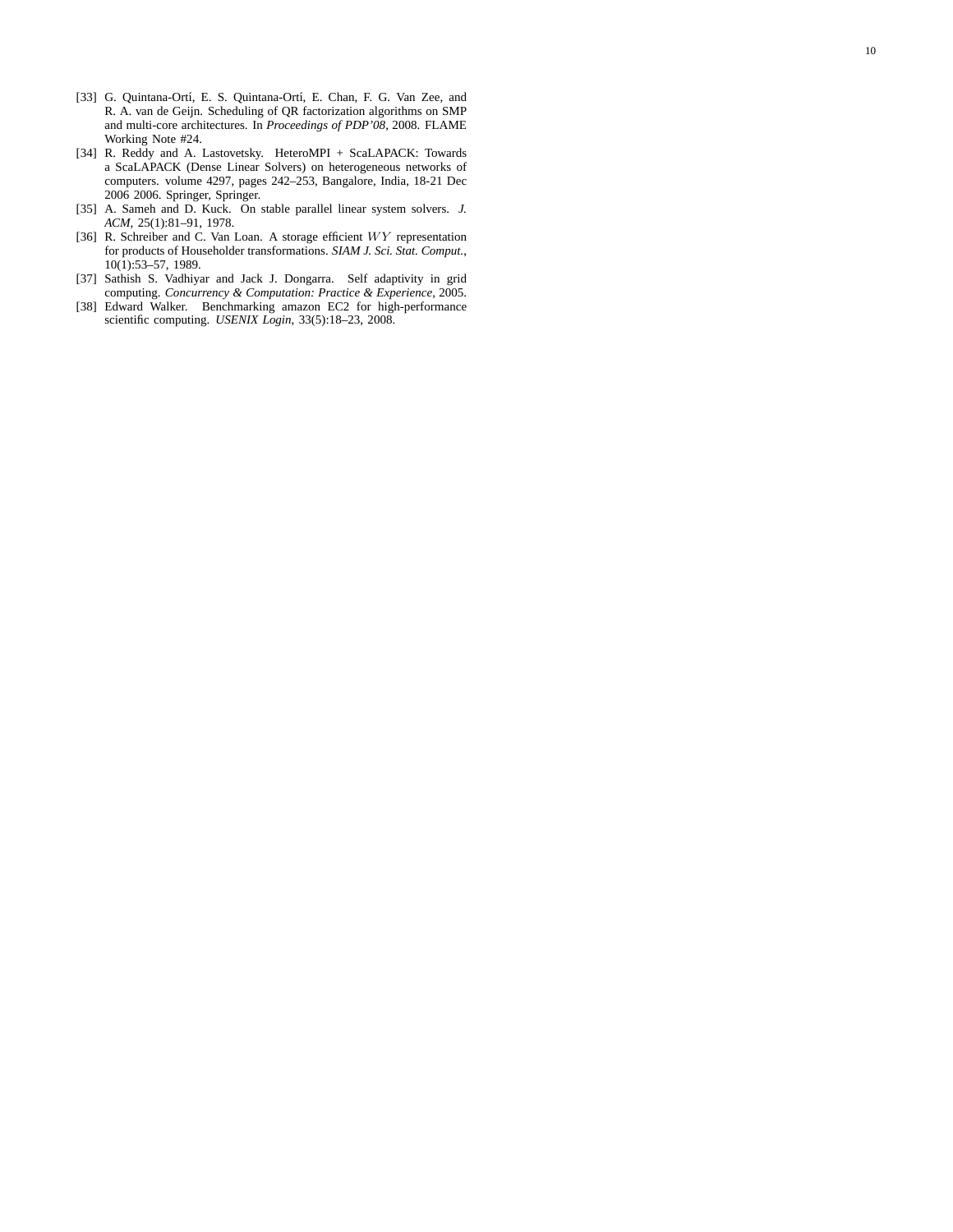[33] G. Quintana-Ortí, E. S. Quintana-Ortí, E. Chan, F. G. Van Zee, and R. A. van de Geijn. Scheduling of QR factorization algorithms on SMP and multi-core architectures. In *Proceedings of PDP'08*, 2008. FLAME Working Note #24.

[34] R. Reddy and A. Lastovetsky. HeteroMPI + ScaLAPACK: Towards a ScaLAPACK (Dense Linear Solvers) on heterogeneous networks of computers. volume 4297, pages 242–253, Bangalore, India, 18-21 Dec 2006 2006. Springer, Springer.

[35] A. Sameh and D. Kuck. On stable parallel linear system solvers. *J. ACM*, 25(1):81–91, 1978.

[36] R. Schreiber and C. Van Loan. A storage efficient $WY$ representation for products of Householder transformations. *SIAM J. Sci. Stat. Comput.*, 10(1):53–57, 1989.

[37] Sathish S. Vadhiyar and Jack J. Dongarra. Self adaptivity in grid computing. *Concurrency & Computation: Practice & Experience*, 2005.

[38] Edward Walker. Benchmarking amazon EC2 for high-performance scientific computing. *USENIX Login*, 33(5):18–23, 2008.